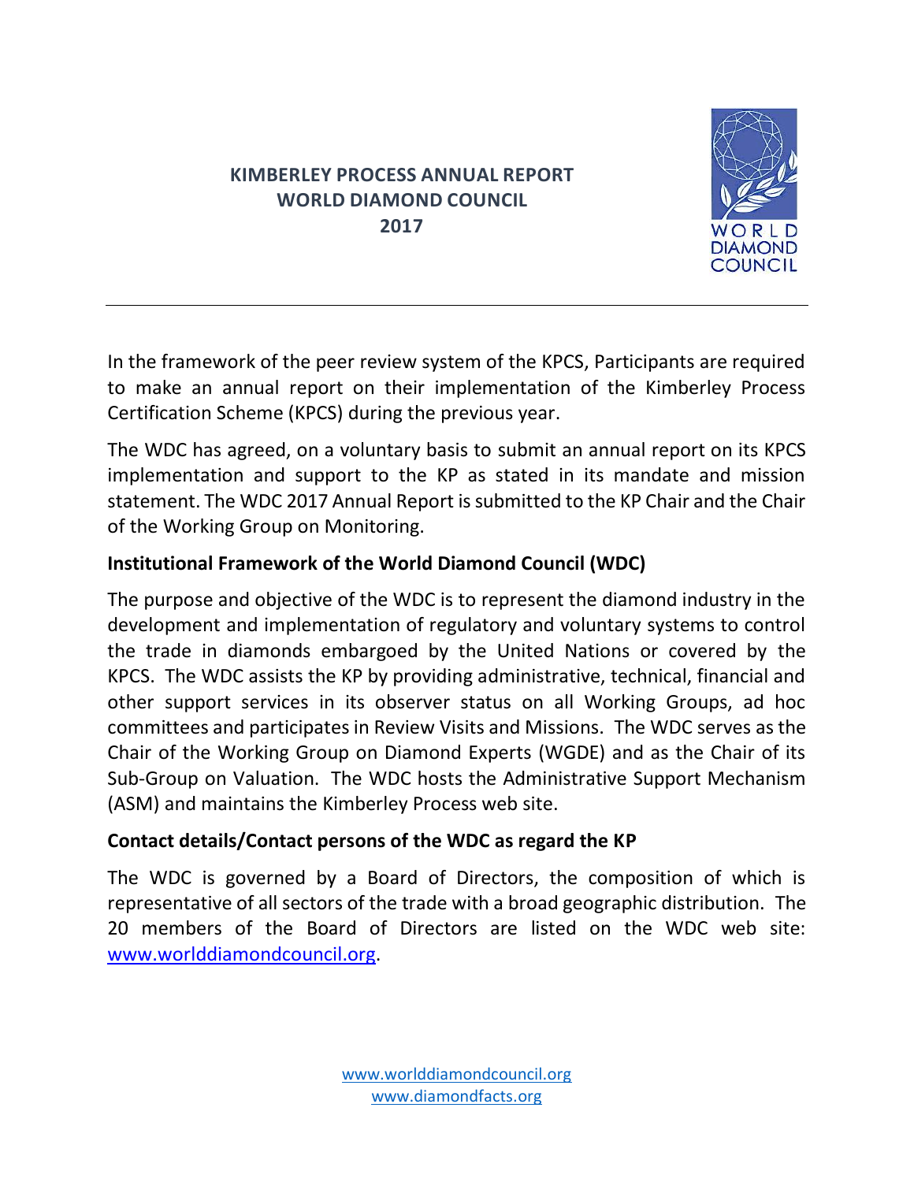# KIMBERLEY PROCESS ANNUAL REPORT
# WORLD DIAMOND COUNCIL
# 2017

In the framework of the peer review system of the KPCS, Participants are required to make an annual report on their implementation of the Kimberley Process Certification Scheme (KPCS) during the previous year.

The WDC has agreed, on a voluntary basis to submit an annual report on its KPCS implementation and support to the KP as stated in its mandate and mission statement. The WDC 2017 Annual Report is submitted to the KP Chair and the Chair of the Working Group on Monitoring.

## Institutional Framework of the World Diamond Council (WDC)

The purpose and objective of the WDC is to represent the diamond industry in the development and implementation of regulatory and voluntary systems to control the trade in diamonds embargoed by the United Nations or covered by the KPCS. The WDC assists the KP by providing administrative, technical, financial and other support services in its observer status on all Working Groups, ad hoc committees and participates in Review Visits and Missions. The WDC serves as the Chair of the Working Group on Diamond Experts (WGDE) and as the Chair of its Sub-Group on Valuation. The WDC hosts the Administrative Support Mechanism (ASM) and maintains the Kimberley Process web site.

## Contact details/Contact persons of the WDC as regard the KP

The WDC is governed by a Board of Directors, the composition of which is representative of all sectors of the trade with a broad geographic distribution. The 20 members of the Board of Directors are listed on the WDC web site: www.worlddiamondcouncil.org.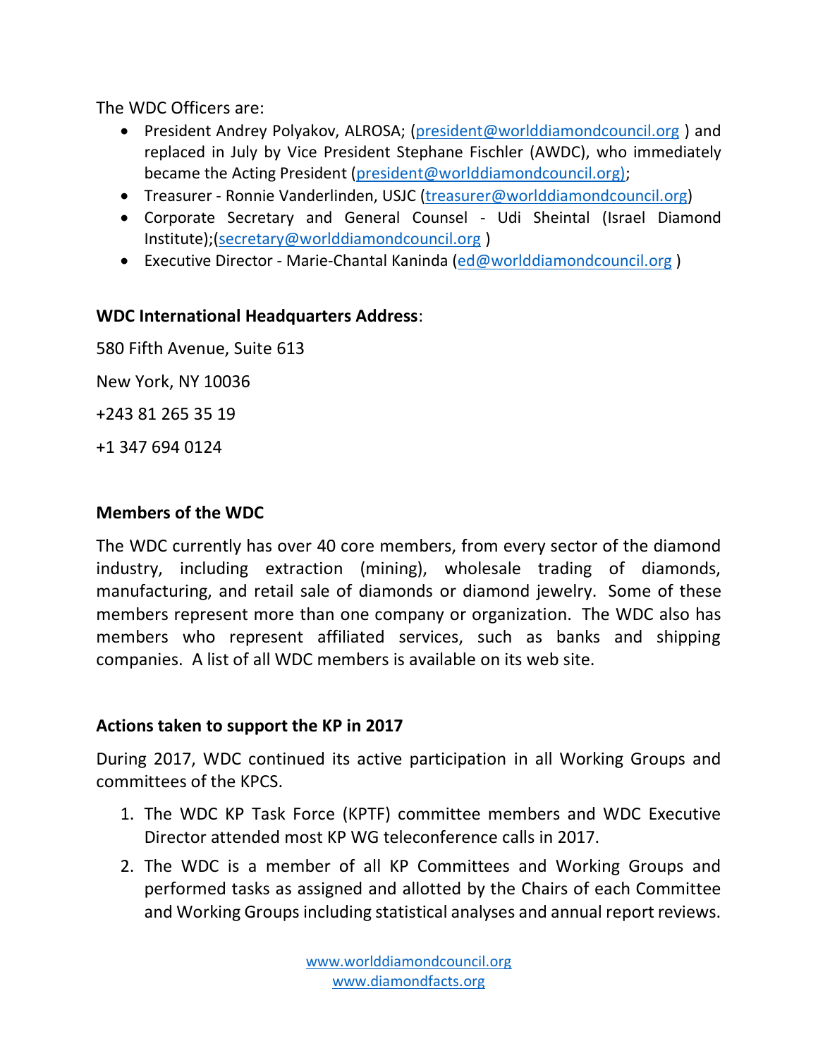The WDC Officers are:

- President Andrey Polyakov, ALROSA; (president@worlddiamondcouncil.org ) and replaced in July by Vice President Stephane Fischler (AWDC), who immediately became the Acting President (president@worlddiamondcouncil.org);
- Treasurer - Ronnie Vanderlinden, USJC (treasurer@worlddiamondcouncil.org)
- Corporate Secretary and General Counsel - Udi Sheintal (Israel Diamond Institute);(secretary@worlddiamondcouncil.org )
- Executive Director - Marie-Chantal Kaninda (ed@worlddiamondcouncil.org )

**WDC International Headquarters Address**:

580 Fifth Avenue, Suite 613

New York, NY 10036

+243 81 265 35 19

+1 347 694 0124

**Members of the WDC**

The WDC currently has over 40 core members, from every sector of the diamond industry, including extraction (mining), wholesale trading of diamonds, manufacturing, and retail sale of diamonds or diamond jewelry. Some of these members represent more than one company or organization. The WDC also has members who represent affiliated services, such as banks and shipping companies. A list of all WDC members is available on its web site.

**Actions taken to support the KP in 2017**

During 2017, WDC continued its active participation in all Working Groups and committees of the KPCS.

1. The WDC KP Task Force (KPTF) committee members and WDC Executive Director attended most KP WG teleconference calls in 2017.
2. The WDC is a member of all KP Committees and Working Groups and performed tasks as assigned and allotted by the Chairs of each Committee and Working Groups including statistical analyses and annual report reviews.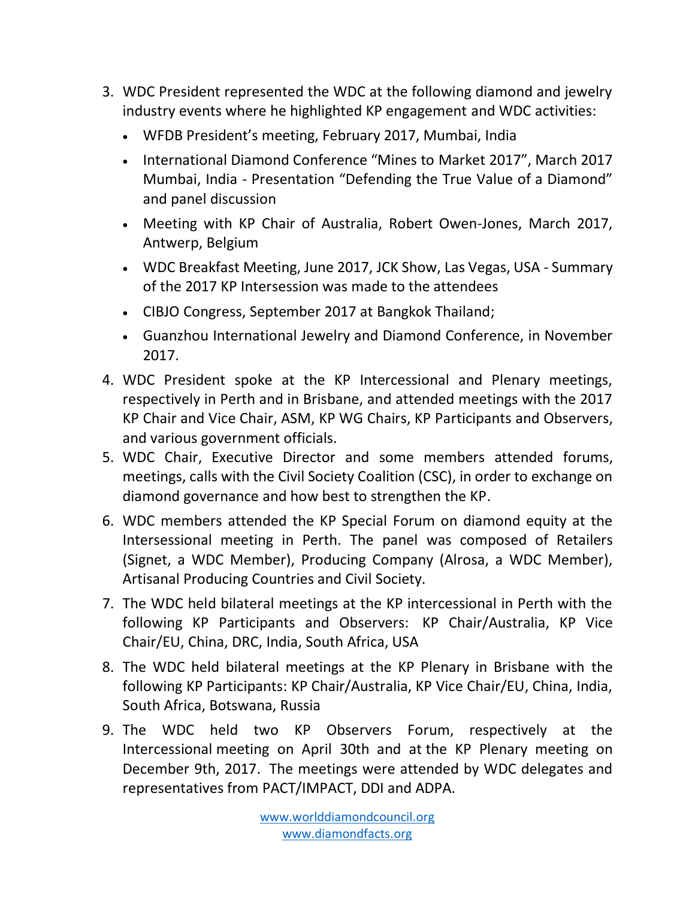3. WDC President represented the WDC at the following diamond and jewelry industry events where he highlighted KP engagement and WDC activities:
   - WFDB President's meeting, February 2017, Mumbai, India
   - International Diamond Conference "Mines to Market 2017", March 2017 Mumbai, India - Presentation "Defending the True Value of a Diamond" and panel discussion
   - Meeting with KP Chair of Australia, Robert Owen-Jones, March 2017, Antwerp, Belgium
   - WDC Breakfast Meeting, June 2017, JCK Show, Las Vegas, USA - Summary of the 2017 KP Intersession was made to the attendees
   - CIBJO Congress, September 2017 at Bangkok Thailand;
   - Guanzhou International Jewelry and Diamond Conference, in November 2017.
4. WDC President spoke at the KP Intercessional and Plenary meetings, respectively in Perth and in Brisbane, and attended meetings with the 2017 KP Chair and Vice Chair, ASM, KP WG Chairs, KP Participants and Observers, and various government officials.
5. WDC Chair, Executive Director and some members attended forums, meetings, calls with the Civil Society Coalition (CSC), in order to exchange on diamond governance and how best to strengthen the KP.
6. WDC members attended the KP Special Forum on diamond equity at the Intersessional meeting in Perth. The panel was composed of Retailers (Signet, a WDC Member), Producing Company (Alrosa, a WDC Member), Artisanal Producing Countries and Civil Society.
7. The WDC held bilateral meetings at the KP intercessional in Perth with the following KP Participants and Observers: KP Chair/Australia, KP Vice Chair/EU, China, DRC, India, South Africa, USA
8. The WDC held bilateral meetings at the KP Plenary in Brisbane with the following KP Participants: KP Chair/Australia, KP Vice Chair/EU, China, India, South Africa, Botswana, Russia
9. The WDC held two KP Observers Forum, respectively at the Intercessional meeting on April 30th and at the KP Plenary meeting on December 9th, 2017. The meetings were attended by WDC delegates and representatives from PACT/IMPACT, DDI and ADPA.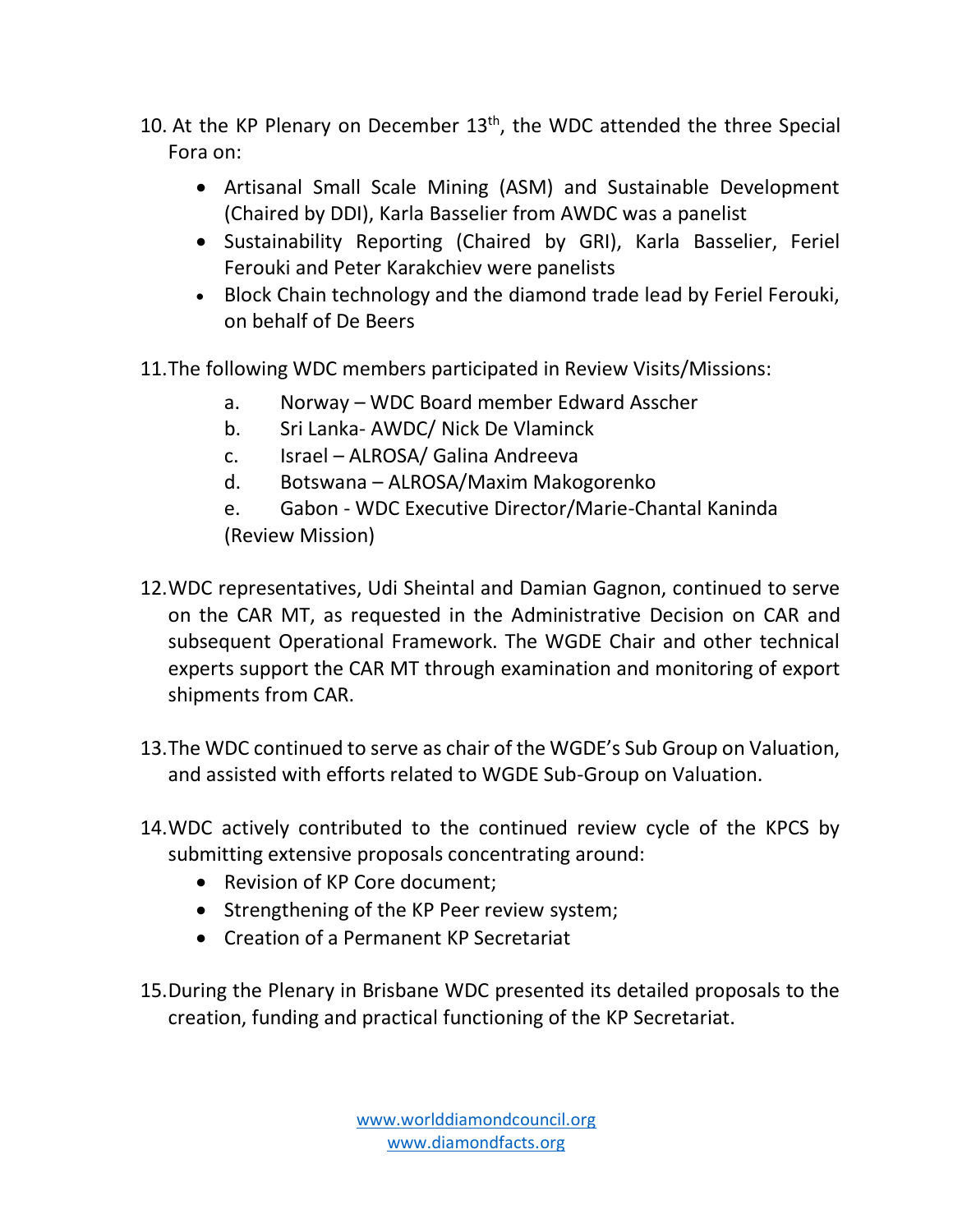10. At the KP Plenary on December 13th, the WDC attended the three Special Fora on:
    - Artisanal Small Scale Mining (ASM) and Sustainable Development (Chaired by DDI), Karla Basselier from AWDC was a panelist
    - Sustainability Reporting (Chaired by GRI), Karla Basselier, Feriel Ferouki and Peter Karakchiev were panelists
    - Block Chain technology and the diamond trade lead by Feriel Ferouki, on behalf of De Beers

11. The following WDC members participated in Review Visits/Missions:
    a. Norway – WDC Board member Edward Asscher
    b. Sri Lanka- AWDC/ Nick De Vlaminck
    c. Israel – ALROSA/ Galina Andreeva
    d. Botswana – ALROSA/Maxim Makogorenko
    e. Gabon - WDC Executive Director/Marie-Chantal Kaninda (Review Mission)

12. WDC representatives, Udi Sheintal and Damian Gagnon, continued to serve on the CAR MT, as requested in the Administrative Decision on CAR and subsequent Operational Framework. The WGDE Chair and other technical experts support the CAR MT through examination and monitoring of export shipments from CAR.

13. The WDC continued to serve as chair of the WGDE's Sub Group on Valuation, and assisted with efforts related to WGDE Sub-Group on Valuation.

14. WDC actively contributed to the continued review cycle of the KPCS by submitting extensive proposals concentrating around:
    - Revision of KP Core document;
    - Strengthening of the KP Peer review system;
    - Creation of a Permanent KP Secretariat

15. During the Plenary in Brisbane WDC presented its detailed proposals to the creation, funding and practical functioning of the KP Secretariat.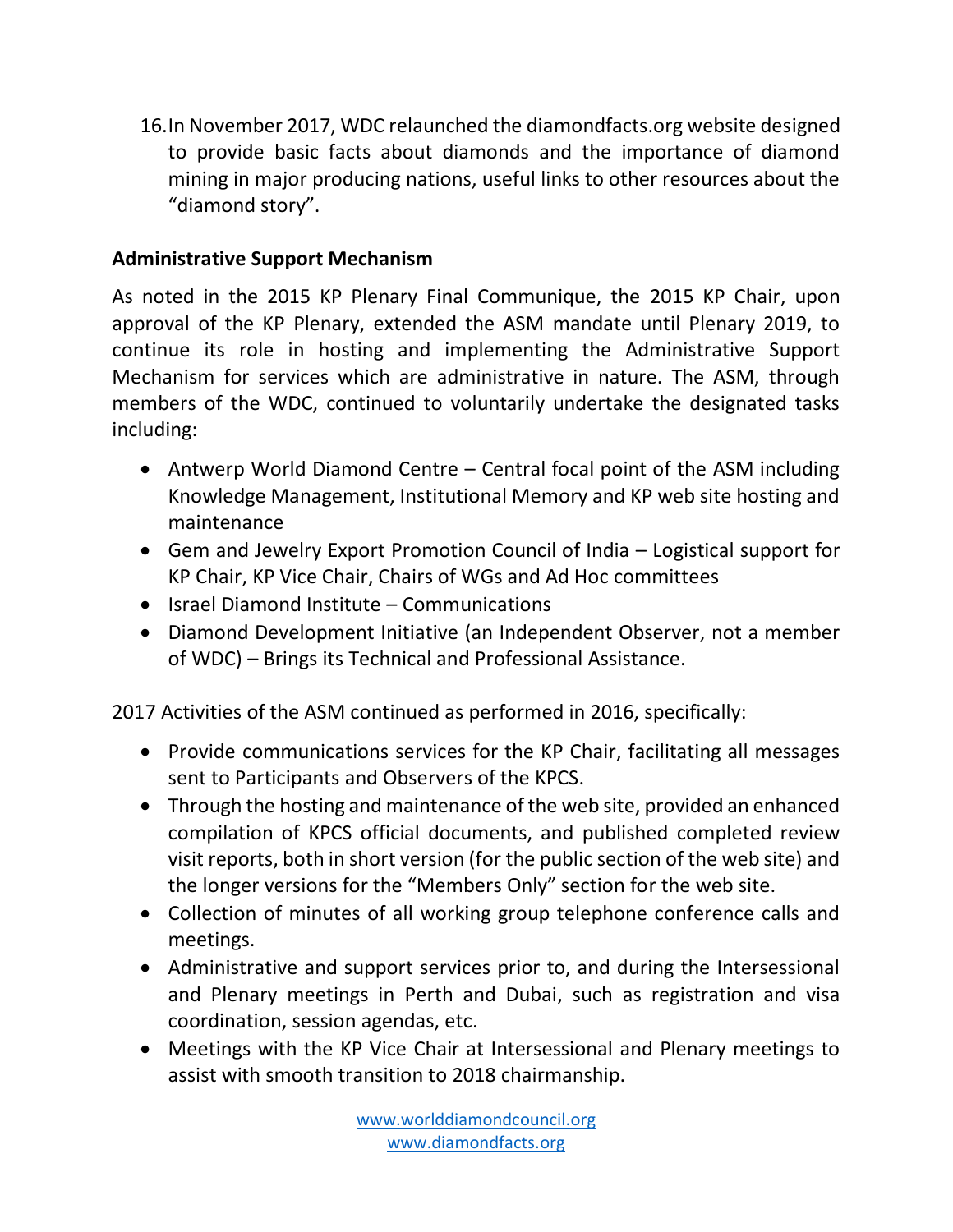16. In November 2017, WDC relaunched the diamondfacts.org website designed to provide basic facts about diamonds and the importance of diamond mining in major producing nations, useful links to other resources about the "diamond story".

**Administrative Support Mechanism**

As noted in the 2015 KP Plenary Final Communique, the 2015 KP Chair, upon approval of the KP Plenary, extended the ASM mandate until Plenary 2019, to continue its role in hosting and implementing the Administrative Support Mechanism for services which are administrative in nature. The ASM, through members of the WDC, continued to voluntarily undertake the designated tasks including:

- Antwerp World Diamond Centre – Central focal point of the ASM including Knowledge Management, Institutional Memory and KP web site hosting and maintenance
- Gem and Jewelry Export Promotion Council of India – Logistical support for KP Chair, KP Vice Chair, Chairs of WGs and Ad Hoc committees
- Israel Diamond Institute – Communications
- Diamond Development Initiative (an Independent Observer, not a member of WDC) – Brings its Technical and Professional Assistance.

2017 Activities of the ASM continued as performed in 2016, specifically:

- Provide communications services for the KP Chair, facilitating all messages sent to Participants and Observers of the KPCS.
- Through the hosting and maintenance of the web site, provided an enhanced compilation of KPCS official documents, and published completed review visit reports, both in short version (for the public section of the web site) and the longer versions for the "Members Only" section for the web site.
- Collection of minutes of all working group telephone conference calls and meetings.
- Administrative and support services prior to, and during the Intersessional and Plenary meetings in Perth and Dubai, such as registration and visa coordination, session agendas, etc.
- Meetings with the KP Vice Chair at Intersessional and Plenary meetings to assist with smooth transition to 2018 chairmanship.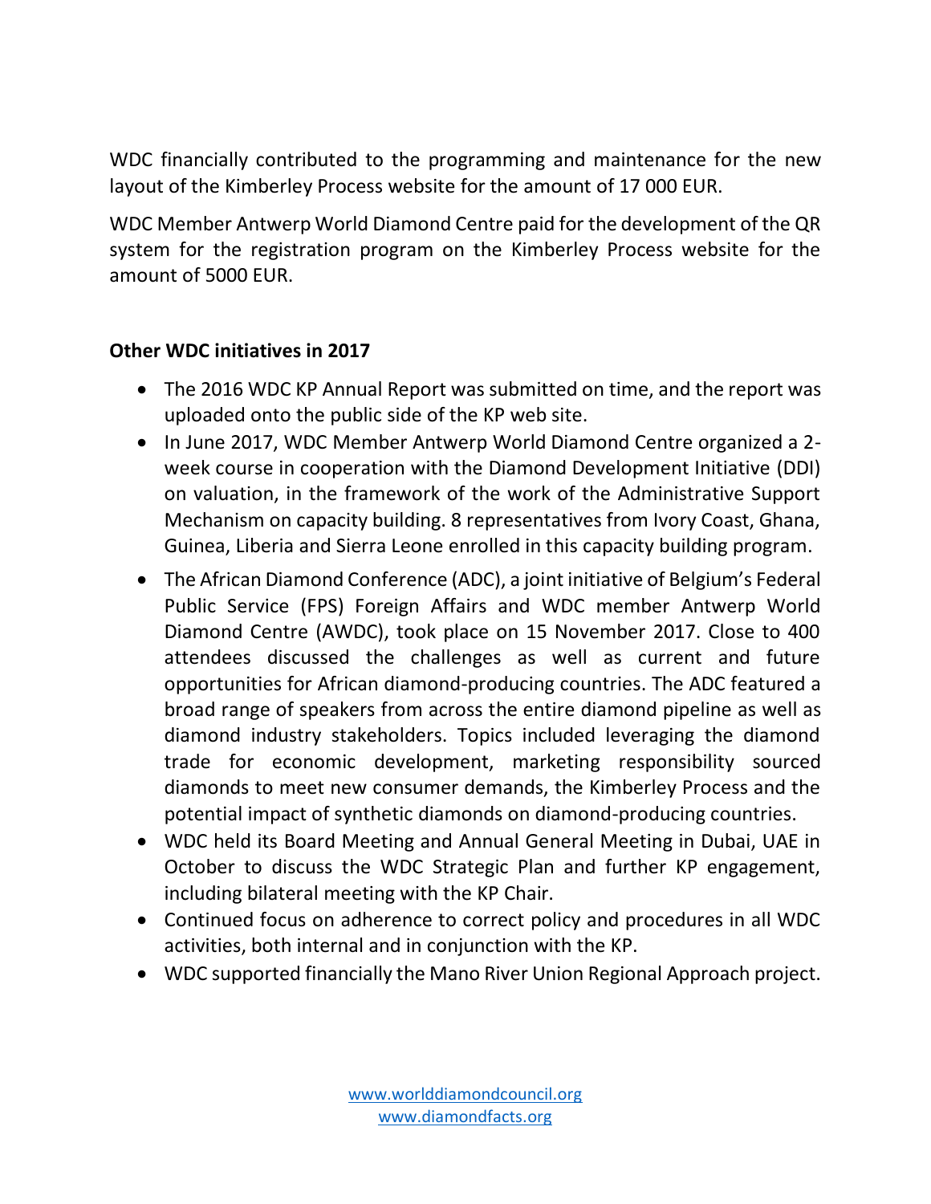WDC financially contributed to the programming and maintenance for the new layout of the Kimberley Process website for the amount of 17 000 EUR.

WDC Member Antwerp World Diamond Centre paid for the development of the QR system for the registration program on the Kimberley Process website for the amount of 5000 EUR.

**Other WDC initiatives in 2017**

- The 2016 WDC KP Annual Report was submitted on time, and the report was uploaded onto the public side of the KP web site.
- In June 2017, WDC Member Antwerp World Diamond Centre organized a 2-week course in cooperation with the Diamond Development Initiative (DDI) on valuation, in the framework of the work of the Administrative Support Mechanism on capacity building. 8 representatives from Ivory Coast, Ghana, Guinea, Liberia and Sierra Leone enrolled in this capacity building program.
- The African Diamond Conference (ADC), a joint initiative of Belgium's Federal Public Service (FPS) Foreign Affairs and WDC member Antwerp World Diamond Centre (AWDC), took place on 15 November 2017. Close to 400 attendees discussed the challenges as well as current and future opportunities for African diamond-producing countries. The ADC featured a broad range of speakers from across the entire diamond pipeline as well as diamond industry stakeholders. Topics included leveraging the diamond trade for economic development, marketing responsibility sourced diamonds to meet new consumer demands, the Kimberley Process and the potential impact of synthetic diamonds on diamond-producing countries.
- WDC held its Board Meeting and Annual General Meeting in Dubai, UAE in October to discuss the WDC Strategic Plan and further KP engagement, including bilateral meeting with the KP Chair.
- Continued focus on adherence to correct policy and procedures in all WDC activities, both internal and in conjunction with the KP.
- WDC supported financially the Mano River Union Regional Approach project.

www.worlddiamondcouncil.org
www.diamondfacts.org